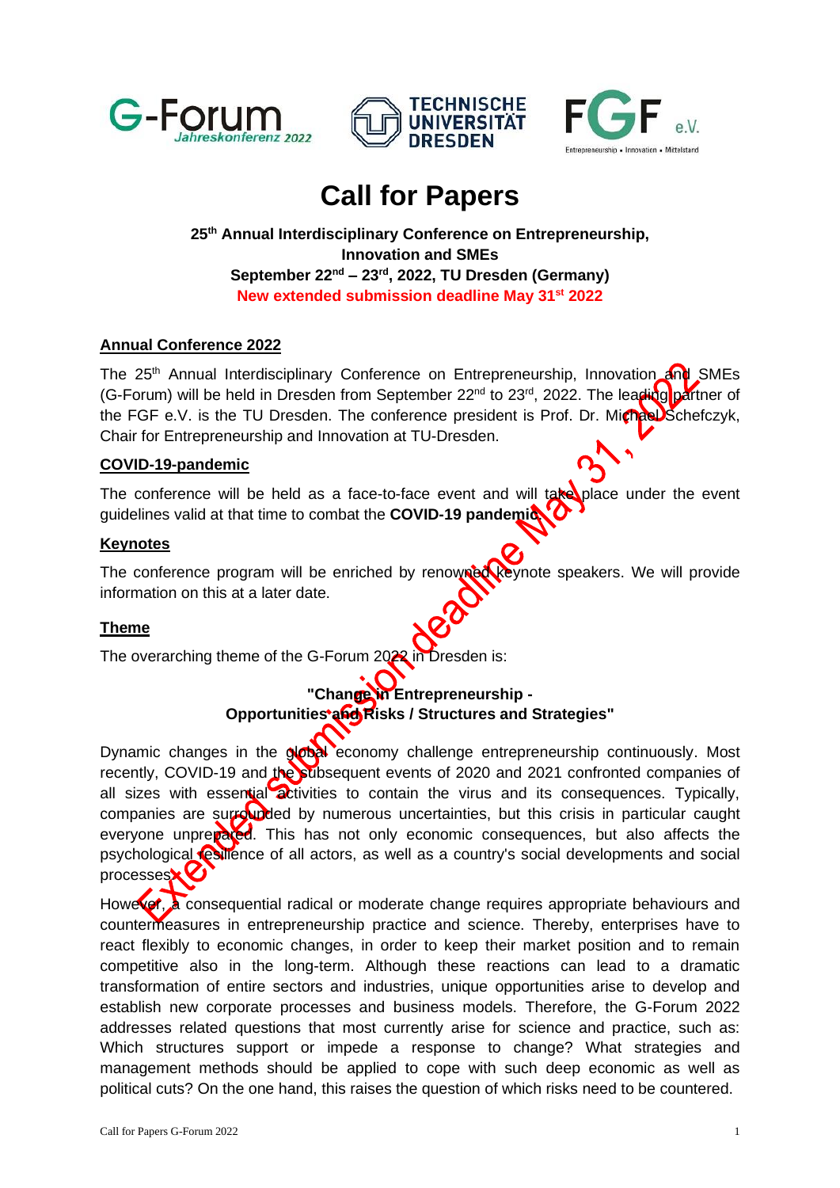# Call for Papers

**25th Annual Interdisciplinary Conference on Entrepreneurship, Innovation and SMEs**
**September 22nd – 23rd, 2022, TU Dresden (Germany)**
**New extended submission deadline May 31st 2022**

## Annual Conference 2022

The 25th Annual Interdisciplinary Conference on Entrepreneurship, Innovation and SMEs (G-Forum) will be held in Dresden from September 22nd to 23rd, 2022. The leading partner of the FGF e.V. is the TU Dresden. The conference president is Prof. Dr. Michael Schefczyk, Chair for Entrepreneurship and Innovation at TU-Dresden.

## COVID-19-pandemic

The conference will be held as a face-to-face event and will take place under the event guidelines valid at that time to combat the **COVID-19 pandemic**.

## Keynotes

The conference program will be enriched by renowned keynote speakers. We will provide information on this at a later date.

## Theme

The overarching theme of the G-Forum 2022 in Dresden is:

**"Change in Entrepreneurship -**
**Opportunities and Risks / Structures and Strategies"**

Dynamic changes in the global economy challenge entrepreneurship continuously. Most recently, COVID-19 and the subsequent events of 2020 and 2021 confronted companies of all sizes with essential activities to contain the virus and its consequences. Typically, companies are surrounded by numerous uncertainties, but this crisis in particular caught everyone unprepared. This has not only economic consequences, but also affects the psychological resilience of all actors, as well as a country's social developments and social processes.

However, a consequential radical or moderate change requires appropriate behaviours and countermeasures in entrepreneurship practice and science. Thereby, enterprises have to react flexibly to economic changes, in order to keep their market position and to remain competitive also in the long-term. Although these reactions can lead to a dramatic transformation of entire sectors and industries, unique opportunities arise to develop and establish new corporate processes and business models. Therefore, the G-Forum 2022 addresses related questions that most currently arise for science and practice, such as: Which structures support or impede a response to change? What strategies and management methods should be applied to cope with such deep economic as well as political cuts? On the one hand, this raises the question of which risks need to be countered.

Extended submission deadline May 31, 2022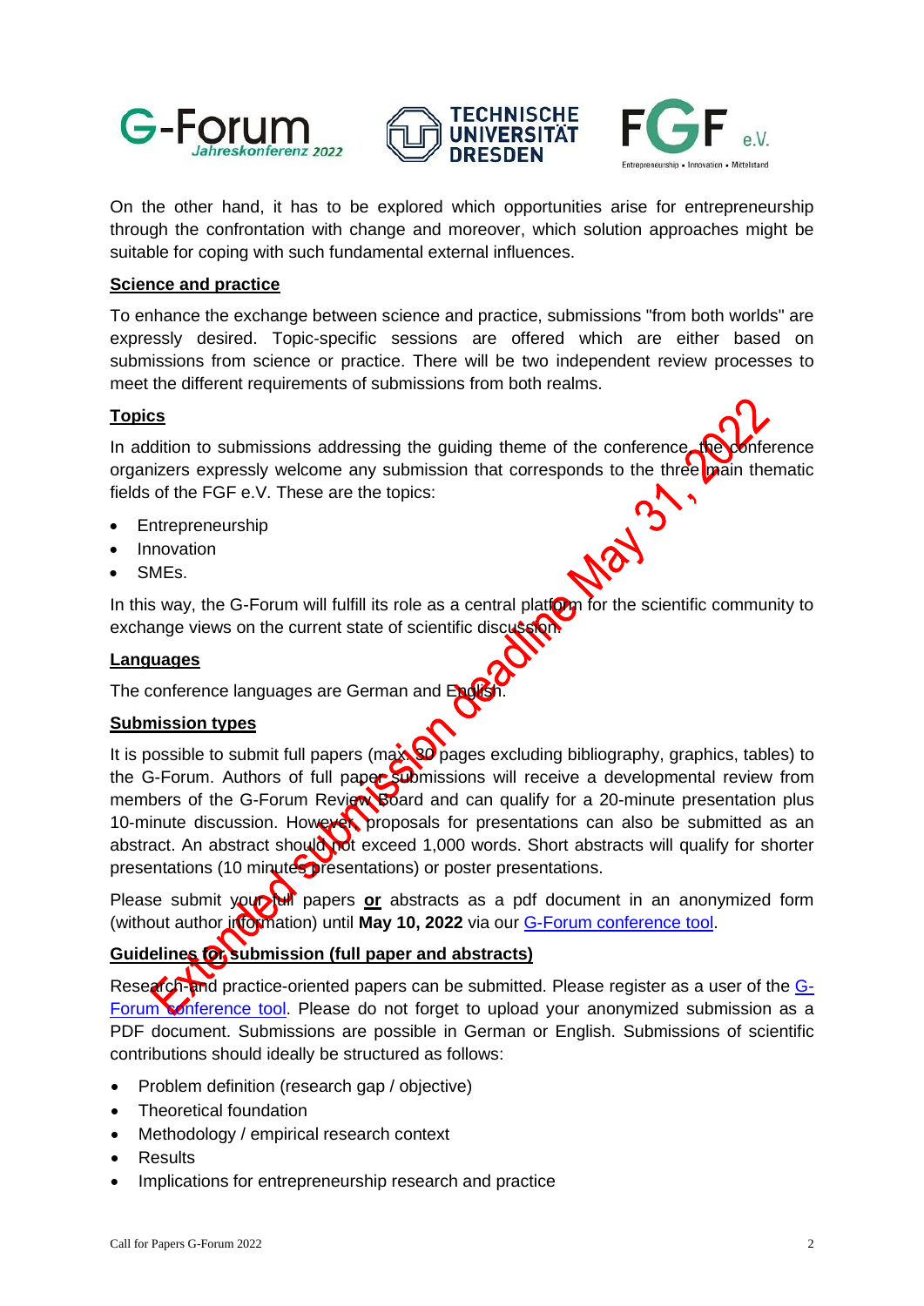On the other hand, it has to be explored which opportunities arise for entrepreneurship through the confrontation with change and moreover, which solution approaches might be suitable for coping with such fundamental external influences.

**Science and practice**

To enhance the exchange between science and practice, submissions "from both worlds" are expressly desired. Topic-specific sessions are offered which are either based on submissions from science or practice. There will be two independent review processes to meet the different requirements of submissions from both realms.

**Topics**

In addition to submissions addressing the guiding theme of the conference, the conference organizers expressly welcome any submission that corresponds to the three main thematic fields of the FGF e.V. These are the topics:

- Entrepreneurship
- Innovation
- SMEs.

In this way, the G-Forum will fulfill its role as a central platform for the scientific community to exchange views on the current state of scientific discussion.

**Languages**

The conference languages are German and English.

**Submission types**

It is possible to submit full papers (max. 30 pages excluding bibliography, graphics, tables) to the G-Forum. Authors of full paper submissions will receive a developmental review from members of the G-Forum Review Board and can qualify for a 20-minute presentation plus 10-minute discussion. However, proposals for presentations can also be submitted as an abstract. An abstract should not exceed 1,000 words. Short abstracts will qualify for shorter presentations (10 minutes presentations) or poster presentations.

Please submit your full papers **or** abstracts as a pdf document in an anonymized form (without author information) until **May 10, 2022** via our G-Forum conference tool.

Extended submission deadline May 31, 2022

**Guidelines for submission (full paper and abstracts)**

Research- and practice-oriented papers can be submitted. Please register as a user of the G-Forum conference tool. Please do not forget to upload your anonymized submission as a PDF document. Submissions are possible in German or English. Submissions of scientific contributions should ideally be structured as follows:

- Problem definition (research gap / objective)
- Theoretical foundation
- Methodology / empirical research context
- Results
- Implications for entrepreneurship research and practice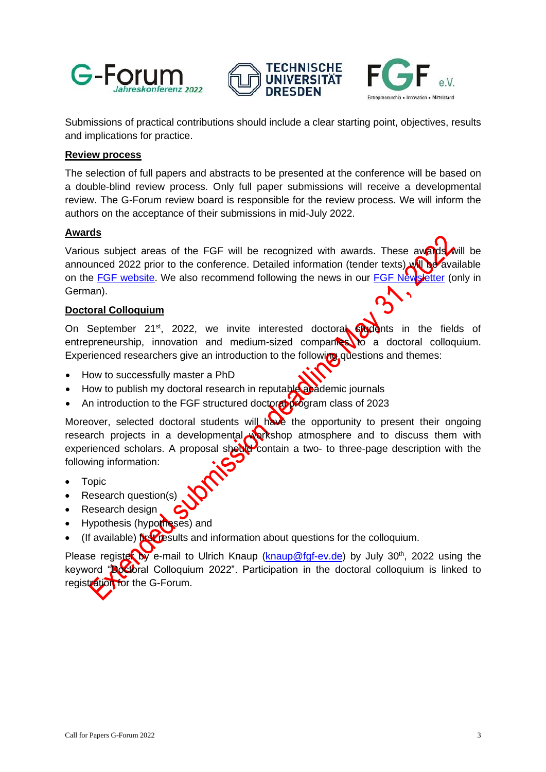Submissions of practical contributions should include a clear starting point, objectives, results and implications for practice.

**Review process**

The selection of full papers and abstracts to be presented at the conference will be based on a double-blind review process. Only full paper submissions will receive a developmental review. The G-Forum review board is responsible for the review process. We will inform the authors on the acceptance of their submissions in mid-July 2022.

**Awards**

Various subject areas of the FGF will be recognized with awards. These awards will be announced 2022 prior to the conference. Detailed information (tender texts) will be available on the FGF website. We also recommend following the news in our FGF Newsletter (only in German).

**Doctoral Colloquium**

On September 21st, 2022, we invite interested doctoral students in the fields of entrepreneurship, innovation and medium-sized companies to a doctoral colloquium. Experienced researchers give an introduction to the following questions and themes:

- How to successfully master a PhD
- How to publish my doctoral research in reputable academic journals
- An introduction to the FGF structured doctoral program class of 2023

Moreover, selected doctoral students will have the opportunity to present their ongoing research projects in a developmental workshop atmosphere and to discuss them with experienced scholars. A proposal should contain a two- to three-page description with the following information:

- Topic
- Research question(s)
- Research design
- Hypothesis (hypotheses) and
- (If available) first results and information about questions for the colloquium.

Please register by e-mail to Ulrich Knaup (knaup@fgf-ev.de) by July 30th, 2022 using the keyword "Doctoral Colloquium 2022". Participation in the doctoral colloquium is linked to registration for the G-Forum.

Extended submission deadline May 31, 2022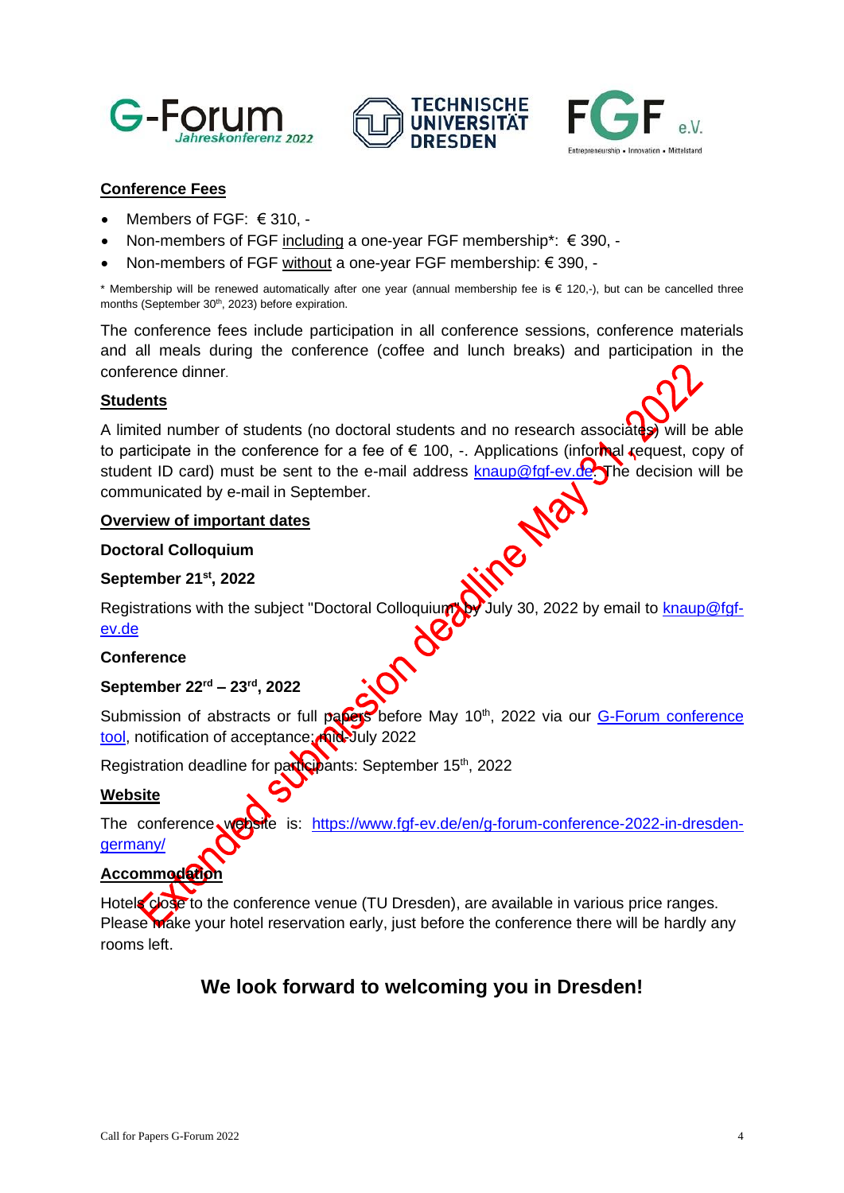## Conference Fees

- Members of FGF: € 310, -
- Non-members of FGF including a one-year FGF membership*: € 390, -
- Non-members of FGF without a one-year FGF membership: € 390, -

* Membership will be renewed automatically after one year (annual membership fee is € 120,-), but can be cancelled three months (September 30th, 2023) before expiration.

The conference fees include participation in all conference sessions, conference materials and all meals during the conference (coffee and lunch breaks) and participation in the conference dinner.

Extended submission deadline May 31, 2022

## Students

A limited number of students (no doctoral students and no research associates) will be able to participate in the conference for a fee of € 100, -. Applications (informal request, copy of student ID card) must be sent to the e-mail address knaup@fgf-ev.de. The decision will be communicated by e-mail in September.

## Overview of important dates

**Doctoral Colloquium**

**September 21st, 2022**

Registrations with the subject "Doctoral Colloquium" by July 30, 2022 by email to knaup@fgf-ev.de

**Conference**

**September 22rd – 23rd, 2022**

Submission of abstracts or full papers before May 10th, 2022 via our G-Forum conference tool, notification of acceptance: mid-July 2022

Registration deadline for participants: September 15th, 2022

## Website

The conference website is: https://www.fgf-ev.de/en/g-forum-conference-2022-in-dresden-germany/

## Accommodation

Hotels close to the conference venue (TU Dresden), are available in various price ranges. Please make your hotel reservation early, just before the conference there will be hardly any rooms left.

## We look forward to welcoming you in Dresden!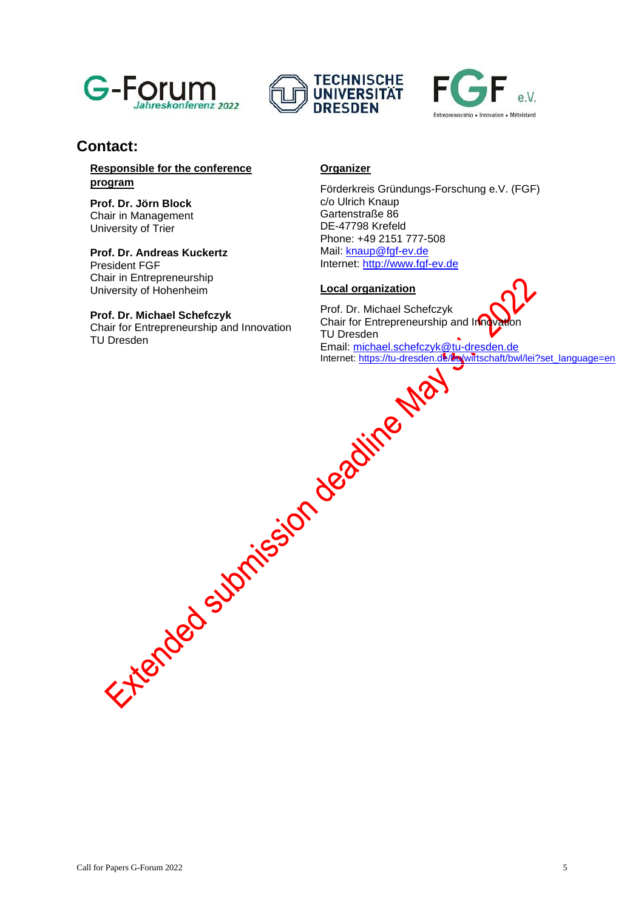## Contact:

**Responsible for the conference program**

**Prof. Dr. Jörn Block**
Chair in Management
University of Trier

**Prof. Dr. Andreas Kuckertz**
President FGF
Chair in Entrepreneurship
University of Hohenheim

**Prof. Dr. Michael Schefczyk**
Chair for Entrepreneurship and Innovation
TU Dresden

**Organizer**

Förderkreis Gründungs-Forschung e.V. (FGF)
c/o Ulrich Knaup
Gartenstraße 86
DE-47798 Krefeld
Phone: +49 2151 777-508
Mail: knaup@fgf-ev.de
Internet: http://www.fgf-ev.de

**Local organization**

Prof. Dr. Michael Schefczyk
Chair for Entrepreneurship and Innovation
TU Dresden
Email: michael.schefczyk@tu-dresden.de
Internet: https://tu-dresden.de/bu/wirtschaft/bwl/lei?set_language=en

Extended submission deadline May 3, 2022